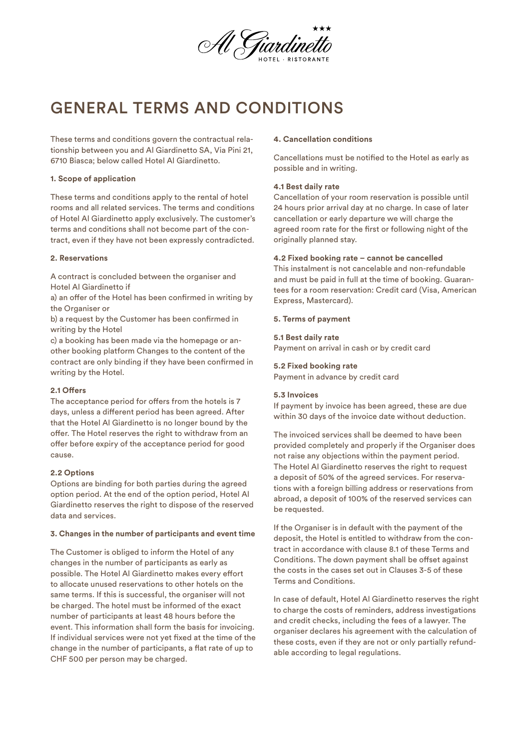# GENERAL TERMS AND CONDITIONS

These terms and conditions govern the contractual relationship between you and Al Giardinetto SA, Via Pini 21, 6710 Biasca; below called Hotel Al Giardinetto.

**1. Scope of application**

These terms and conditions apply to the rental of hotel rooms and all related services. The terms and conditions of Hotel Al Giardinetto apply exclusively. The customer's terms and conditions shall not become part of the contract, even if they have not been expressly contradicted.

**2. Reservations**

A contract is concluded between the organiser and Hotel Al Giardinetto if

a) an offer of the Hotel has been confirmed in writing by the Organiser or

b) a request by the Customer has been confirmed in writing by the Hotel

c) a booking has been made via the homepage or another booking platform Changes to the content of the contract are only binding if they have been confirmed in writing by the Hotel.

**2.1 Offers**

The acceptance period for offers from the hotels is 7 days, unless a different period has been agreed. After that the Hotel Al Giardinetto is no longer bound by the offer. The Hotel reserves the right to withdraw from an offer before expiry of the acceptance period for good cause.

**2.2 Options**

Options are binding for both parties during the agreed option period. At the end of the option period, Hotel Al Giardinetto reserves the right to dispose of the reserved data and services.

**3. Changes in the number of participants and event time**

The Customer is obliged to inform the Hotel of any changes in the number of participants as early as possible. The Hotel Al Giardinetto makes every effort to allocate unused reservations to other hotels on the same terms. If this is successful, the organiser will not be charged. The hotel must be informed of the exact number of participants at least 48 hours before the event. This information shall form the basis for invoicing. If individual services were not yet fixed at the time of the change in the number of participants, a flat rate of up to CHF 500 per person may be charged.

**4. Cancellation conditions**

Cancellations must be notified to the Hotel as early as possible and in writing.

**4.1 Best daily rate**

Cancellation of your room reservation is possible until 24 hours prior arrival day at no charge. In case of later cancellation or early departure we will charge the agreed room rate for the first or following night of the originally planned stay.

**4.2 Fixed booking rate – cannot be cancelled**

This instalment is not cancelable and non-refundable and must be paid in full at the time of booking. Guarantees for a room reservation: Credit card (Visa, American Express, Mastercard).

**5. Terms of payment**

**5.1 Best daily rate**

Payment on arrival in cash or by credit card

**5.2 Fixed booking rate**

Payment in advance by credit card

**5.3 Invoices**

If payment by invoice has been agreed, these are due within 30 days of the invoice date without deduction.

The invoiced services shall be deemed to have been provided completely and properly if the Organiser does not raise any objections within the payment period. The Hotel Al Giardinetto reserves the right to request a deposit of 50% of the agreed services. For reservations with a foreign billing address or reservations from abroad, a deposit of 100% of the reserved services can be requested.

If the Organiser is in default with the payment of the deposit, the Hotel is entitled to withdraw from the contract in accordance with clause 8.1 of these Terms and Conditions. The down payment shall be offset against the costs in the cases set out in Clauses 3-5 of these Terms and Conditions.

In case of default, Hotel Al Giardinetto reserves the right to charge the costs of reminders, address investigations and credit checks, including the fees of a lawyer. The organiser declares his agreement with the calculation of these costs, even if they are not or only partially refundable according to legal regulations.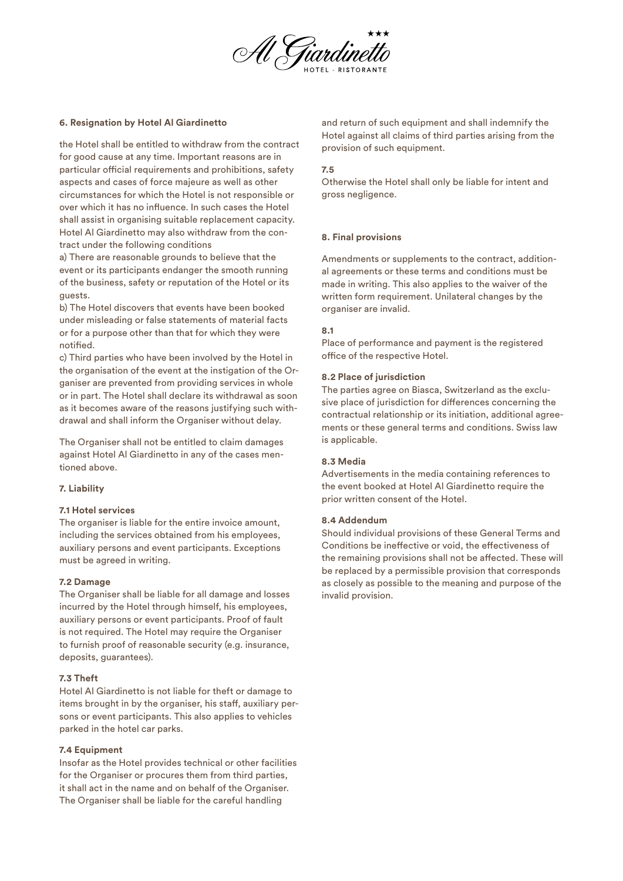## 6. Resignation by Hotel Al Giardinetto

the Hotel shall be entitled to withdraw from the contract for good cause at any time. Important reasons are in particular official requirements and prohibitions, safety aspects and cases of force majeure as well as other circumstances for which the Hotel is not responsible or over which it has no influence. In such cases the Hotel shall assist in organising suitable replacement capacity. Hotel Al Giardinetto may also withdraw from the contract under the following conditions

a) There are reasonable grounds to believe that the event or its participants endanger the smooth running of the business, safety or reputation of the Hotel or its guests.

b) The Hotel discovers that events have been booked under misleading or false statements of material facts or for a purpose other than that for which they were notified.

c) Third parties who have been involved by the Hotel in the organisation of the event at the instigation of the Organiser are prevented from providing services in whole or in part. The Hotel shall declare its withdrawal as soon as it becomes aware of the reasons justifying such withdrawal and shall inform the Organiser without delay.

The Organiser shall not be entitled to claim damages against Hotel Al Giardinetto in any of the cases mentioned above.

## 7. Liability

### 7.1 Hotel services

The organiser is liable for the entire invoice amount, including the services obtained from his employees, auxiliary persons and event participants. Exceptions must be agreed in writing.

### 7.2 Damage

The Organiser shall be liable for all damage and losses incurred by the Hotel through himself, his employees, auxiliary persons or event participants. Proof of fault is not required. The Hotel may require the Organiser to furnish proof of reasonable security (e.g. insurance, deposits, guarantees).

### 7.3 Theft

Hotel Al Giardinetto is not liable for theft or damage to items brought in by the organiser, his staff, auxiliary persons or event participants. This also applies to vehicles parked in the hotel car parks.

### 7.4 Equipment

Insofar as the Hotel provides technical or other facilities for the Organiser or procures them from third parties, it shall act in the name and on behalf of the Organiser. The Organiser shall be liable for the careful handling and return of such equipment and shall indemnify the Hotel against all claims of third parties arising from the provision of such equipment.

### 7.5

Otherwise the Hotel shall only be liable for intent and gross negligence.

## 8. Final provisions

Amendments or supplements to the contract, additional agreements or these terms and conditions must be made in writing. This also applies to the waiver of the written form requirement. Unilateral changes by the organiser are invalid.

### 8.1

Place of performance and payment is the registered office of the respective Hotel.

### 8.2 Place of jurisdiction

The parties agree on Biasca, Switzerland as the exclusive place of jurisdiction for differences concerning the contractual relationship or its initiation, additional agreements or these general terms and conditions. Swiss law is applicable.

### 8.3 Media

Advertisements in the media containing references to the event booked at Hotel Al Giardinetto require the prior written consent of the Hotel.

### 8.4 Addendum

Should individual provisions of these General Terms and Conditions be ineffective or void, the effectiveness of the remaining provisions shall not be affected. These will be replaced by a permissible provision that corresponds as closely as possible to the meaning and purpose of the invalid provision.